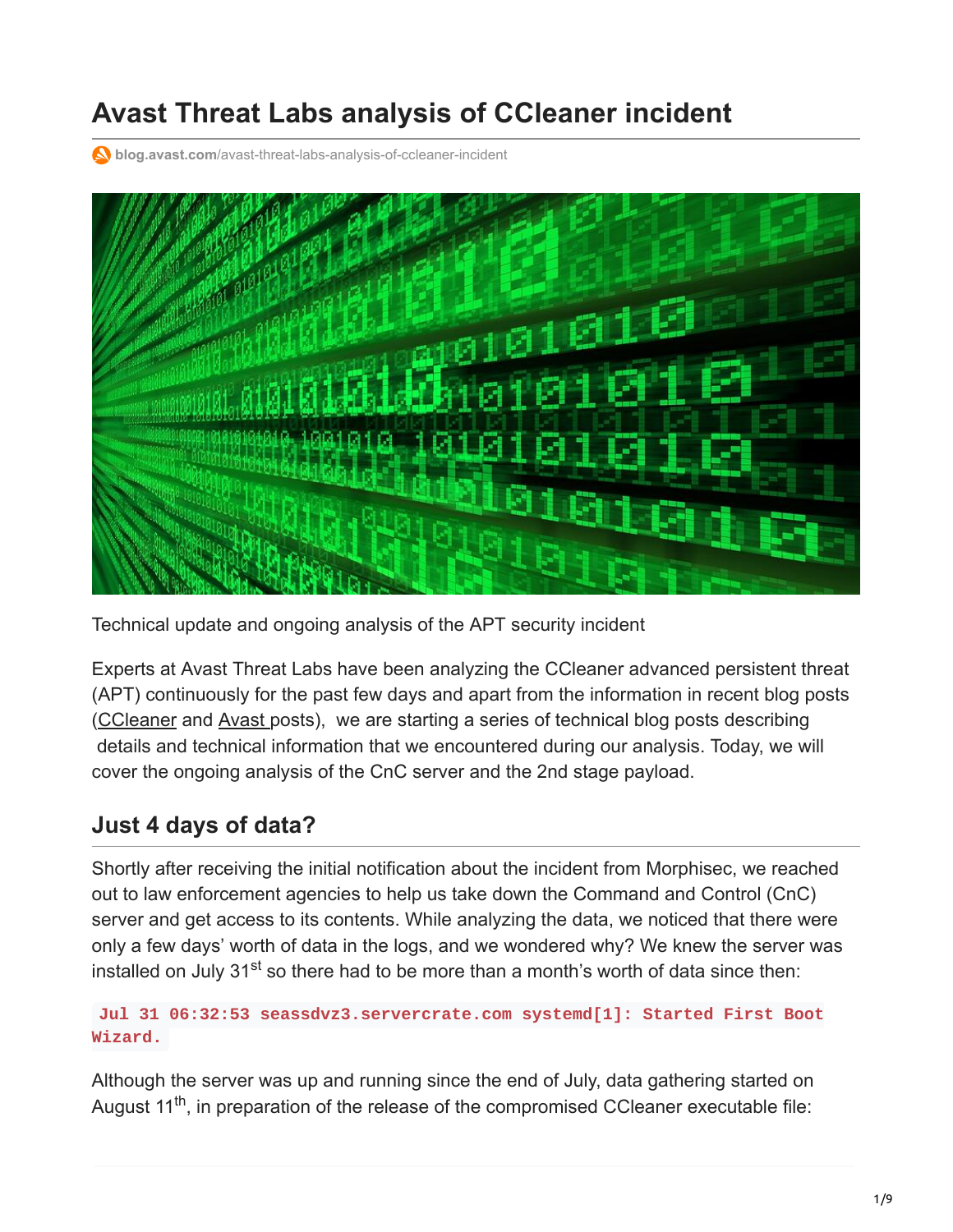# Avast Threat Labs analysis of CCleaner incident

blog.avast.com/avast-threat-labs-analysis-of-ccleaner-incident

Technical update and ongoing analysis of the APT security incident

Experts at Avast Threat Labs have been analyzing the CCleaner advanced persistent threat (APT) continuously for the past few days and apart from the information in recent blog posts (CCleaner and Avast posts), we are starting a series of technical blog posts describing details and technical information that we encountered during our analysis. Today, we will cover the ongoing analysis of the CnC server and the 2nd stage payload.

## Just 4 days of data?

Shortly after receiving the initial notification about the incident from Morphisec, we reached out to law enforcement agencies to help us take down the Command and Control (CnC) server and get access to its contents. While analyzing the data, we noticed that there were only a few days' worth of data in the logs, and we wondered why? We knew the server was installed on July 31st so there had to be more than a month's worth of data since then:

```
Jul 31 06:32:53 seassdvz3.servercrate.com systemd[1]: Started First Boot Wizard.
```

Although the server was up and running since the end of July, data gathering started on August 11th, in preparation of the release of the compromised CCleaner executable file: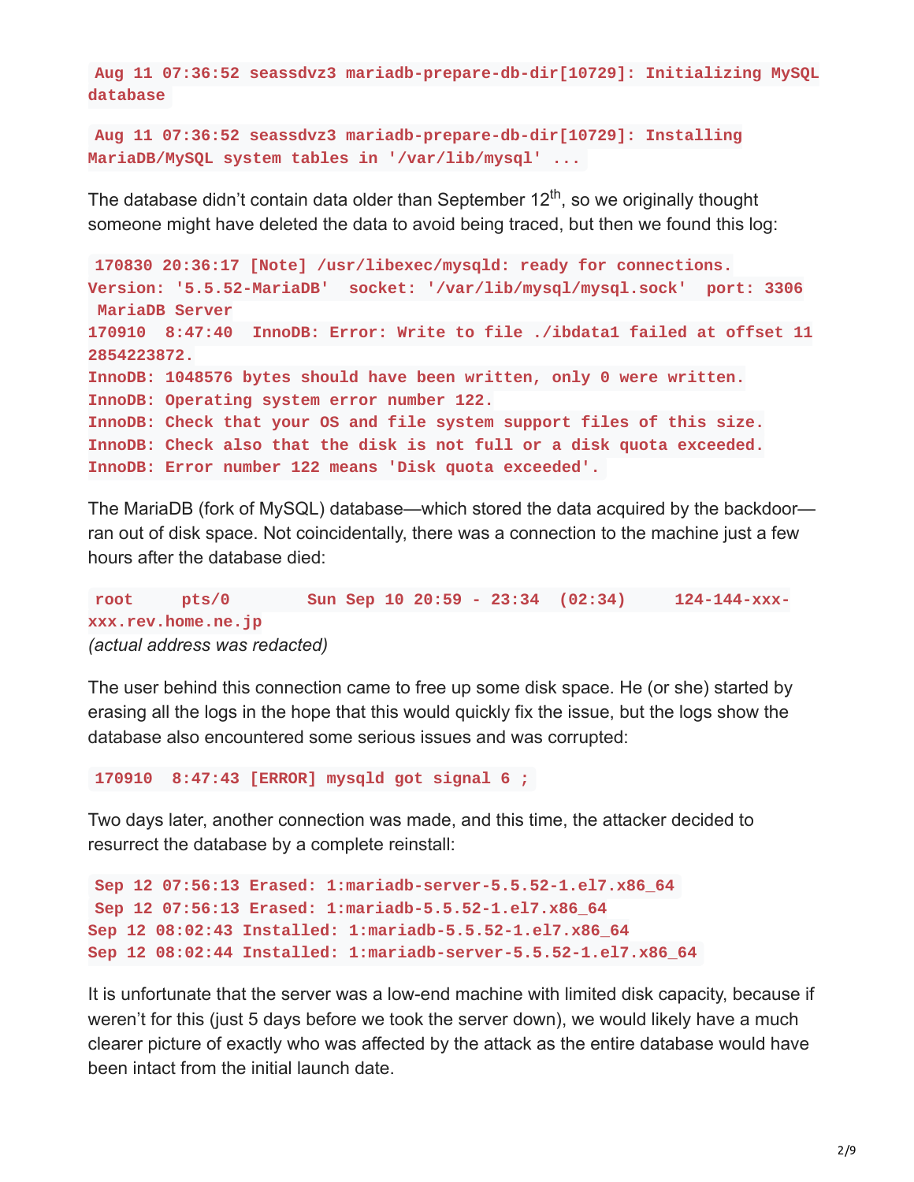```
Aug 11 07:36:52 seassdvz3 mariadb-prepare-db-dir[10729]: Initializing MySQL database
```

```
Aug 11 07:36:52 seassdvz3 mariadb-prepare-db-dir[10729]: Installing MariaDB/MySQL system tables in '/var/lib/mysql' ...
```

The database didn't contain data older than September 12th, so we originally thought someone might have deleted the data to avoid being traced, but then we found this log:

```
170830 20:36:17 [Note] /usr/libexec/mysqld: ready for connections.
Version: '5.5.52-MariaDB'  socket: '/var/lib/mysql/mysql.sock'  port: 3306
 MariaDB Server
170910  8:47:40  InnoDB: Error: Write to file ./ibdata1 failed at offset 11
2854223872.
InnoDB: 1048576 bytes should have been written, only 0 were written.
InnoDB: Operating system error number 122.
InnoDB: Check that your OS and file system support files of this size.
InnoDB: Check also that the disk is not full or a disk quota exceeded.
InnoDB: Error number 122 means 'Disk quota exceeded'.
```

The MariaDB (fork of MySQL) database—which stored the data acquired by the backdoor—ran out of disk space. Not coincidentally, there was a connection to the machine just a few hours after the database died:

```
root     pts/0        Sun Sep 10 20:59 - 23:34  (02:34)     124-144-xxx-xxx.rev.home.ne.jp
```

*(actual address was redacted)*

The user behind this connection came to free up some disk space. He (or she) started by erasing all the logs in the hope that this would quickly fix the issue, but the logs show the database also encountered some serious issues and was corrupted:

```
170910  8:47:43 [ERROR] mysqld got signal 6 ;
```

Two days later, another connection was made, and this time, the attacker decided to resurrect the database by a complete reinstall:

```
Sep 12 07:56:13 Erased: 1:mariadb-server-5.5.52-1.el7.x86_64
Sep 12 07:56:13 Erased: 1:mariadb-5.5.52-1.el7.x86_64
Sep 12 08:02:43 Installed: 1:mariadb-5.5.52-1.el7.x86_64
Sep 12 08:02:44 Installed: 1:mariadb-server-5.5.52-1.el7.x86_64
```

It is unfortunate that the server was a low-end machine with limited disk capacity, because if weren't for this (just 5 days before we took the server down), we would likely have a much clearer picture of exactly who was affected by the attack as the entire database would have been intact from the initial launch date.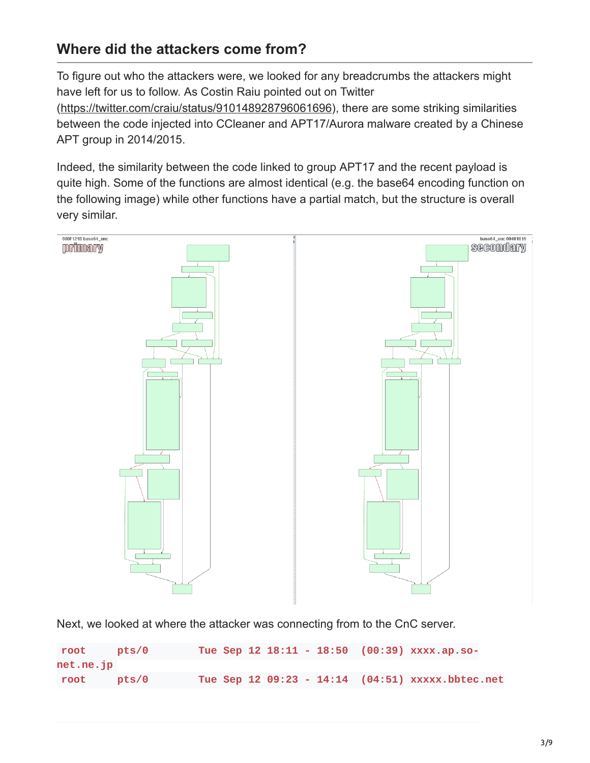## Where did the attackers come from?

To figure out who the attackers were, we looked for any breadcrumbs the attackers might have left for us to follow. As Costin Raiu pointed out on Twitter (https://twitter.com/craiu/status/910148928796061696), there are some striking similarities between the code injected into CCleaner and APT17/Aurora malware created by a Chinese APT group in 2014/2015.

Indeed, the similarity between the code linked to group APT17 and the recent payload is quite high. Some of the functions are almost identical (e.g. the base64 encoding function on the following image) while other functions have a partial match, but the structure is overall very similar.

Next, we looked at where the attacker was connecting from to the CnC server.

```
root      pts/0        Tue Sep 12 18:11 - 18:50  (00:39) xxxx.ap.so-net.ne.jp
root      pts/0        Tue Sep 12 09:23 - 14:14  (04:51) xxxxx.bbtec.net
```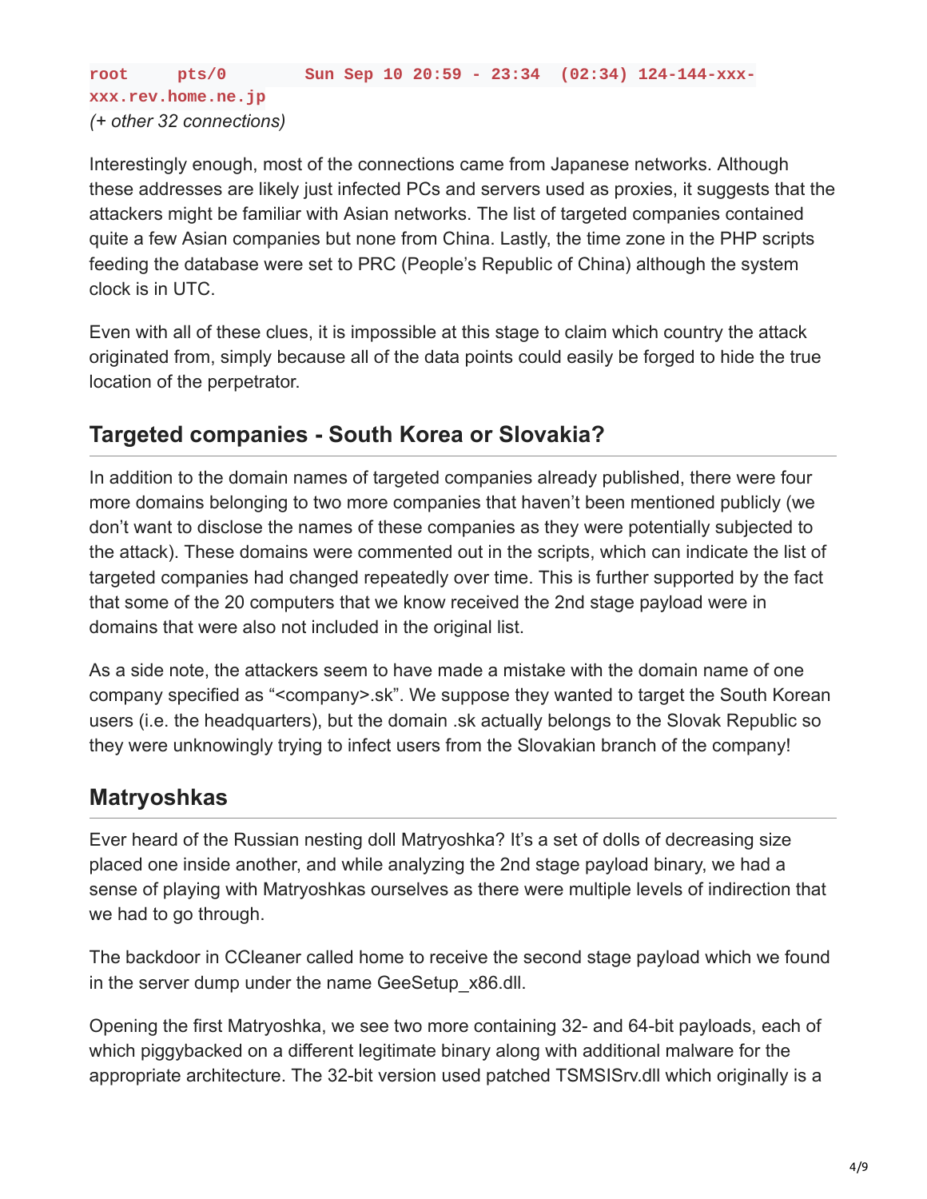```
root     pts/0        Sun Sep 10 20:59 - 23:34  (02:34) 124-144-xxx-xxx.rev.home.ne.jp
```
*(+ other 32 connections)*

Interestingly enough, most of the connections came from Japanese networks. Although these addresses are likely just infected PCs and servers used as proxies, it suggests that the attackers might be familiar with Asian networks. The list of targeted companies contained quite a few Asian companies but none from China. Lastly, the time zone in the PHP scripts feeding the database were set to PRC (People's Republic of China) although the system clock is in UTC.

Even with all of these clues, it is impossible at this stage to claim which country the attack originated from, simply because all of the data points could easily be forged to hide the true location of the perpetrator.

## Targeted companies - South Korea or Slovakia?

In addition to the domain names of targeted companies already published, there were four more domains belonging to two more companies that haven't been mentioned publicly (we don't want to disclose the names of these companies as they were potentially subjected to the attack). These domains were commented out in the scripts, which can indicate the list of targeted companies had changed repeatedly over time. This is further supported by the fact that some of the 20 computers that we know received the 2nd stage payload were in domains that were also not included in the original list.

As a side note, the attackers seem to have made a mistake with the domain name of one company specified as "<company>.sk". We suppose they wanted to target the South Korean users (i.e. the headquarters), but the domain .sk actually belongs to the Slovak Republic so they were unknowingly trying to infect users from the Slovakian branch of the company!

## Matryoshkas

Ever heard of the Russian nesting doll Matryoshka? It's a set of dolls of decreasing size placed one inside another, and while analyzing the 2nd stage payload binary, we had a sense of playing with Matryoshkas ourselves as there were multiple levels of indirection that we had to go through.

The backdoor in CCleaner called home to receive the second stage payload which we found in the server dump under the name GeeSetup_x86.dll.

Opening the first Matryoshka, we see two more containing 32- and 64-bit payloads, each of which piggybacked on a different legitimate binary along with additional malware for the appropriate architecture. The 32-bit version used patched TSMSISrv.dll which originally is a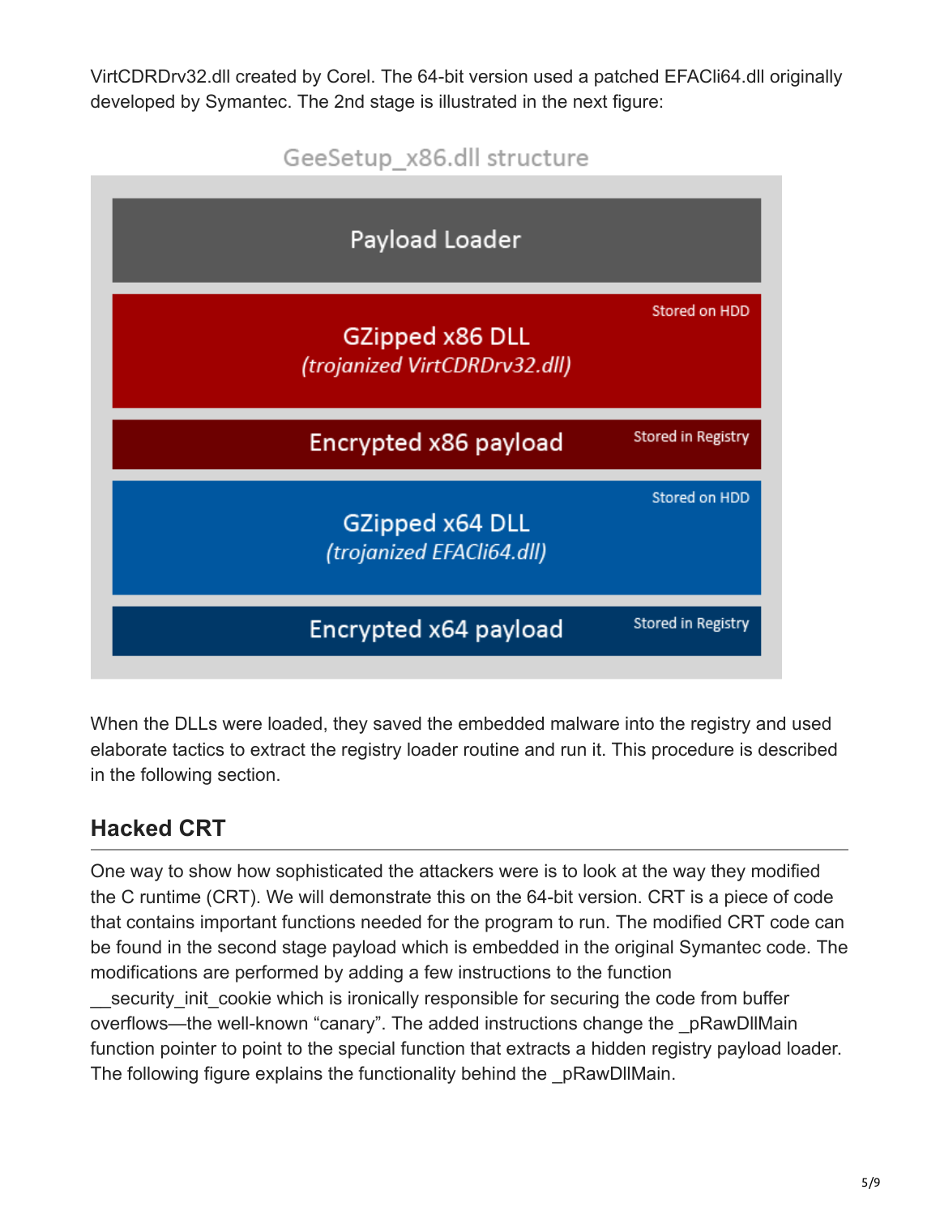VirtCDRDrv32.dll created by Corel. The 64-bit version used a patched EFACli64.dll originally developed by Symantec. The 2nd stage is illustrated in the next figure:

GeeSetup_x86.dll structure

| Component | Location |
| --- | --- |
| Payload Loader | |
| GZipped x86 DLL (trojanized VirtCDRDrv32.dll) | Stored on HDD |
| Encrypted x86 payload | Stored in Registry |
| GZipped x64 DLL (trojanized EFACli64.dll) | Stored on HDD |
| Encrypted x64 payload | Stored in Registry |

When the DLLs were loaded, they saved the embedded malware into the registry and used elaborate tactics to extract the registry loader routine and run it. This procedure is described in the following section.

## Hacked CRT

One way to show how sophisticated the attackers were is to look at the way they modified the C runtime (CRT). We will demonstrate this on the 64-bit version. CRT is a piece of code that contains important functions needed for the program to run. The modified CRT code can be found in the second stage payload which is embedded in the original Symantec code. The modifications are performed by adding a few instructions to the function __security_init_cookie which is ironically responsible for securing the code from buffer overflows—the well-known "canary". The added instructions change the _pRawDllMain function pointer to point to the special function that extracts a hidden registry payload loader. The following figure explains the functionality behind the _pRawDllMain.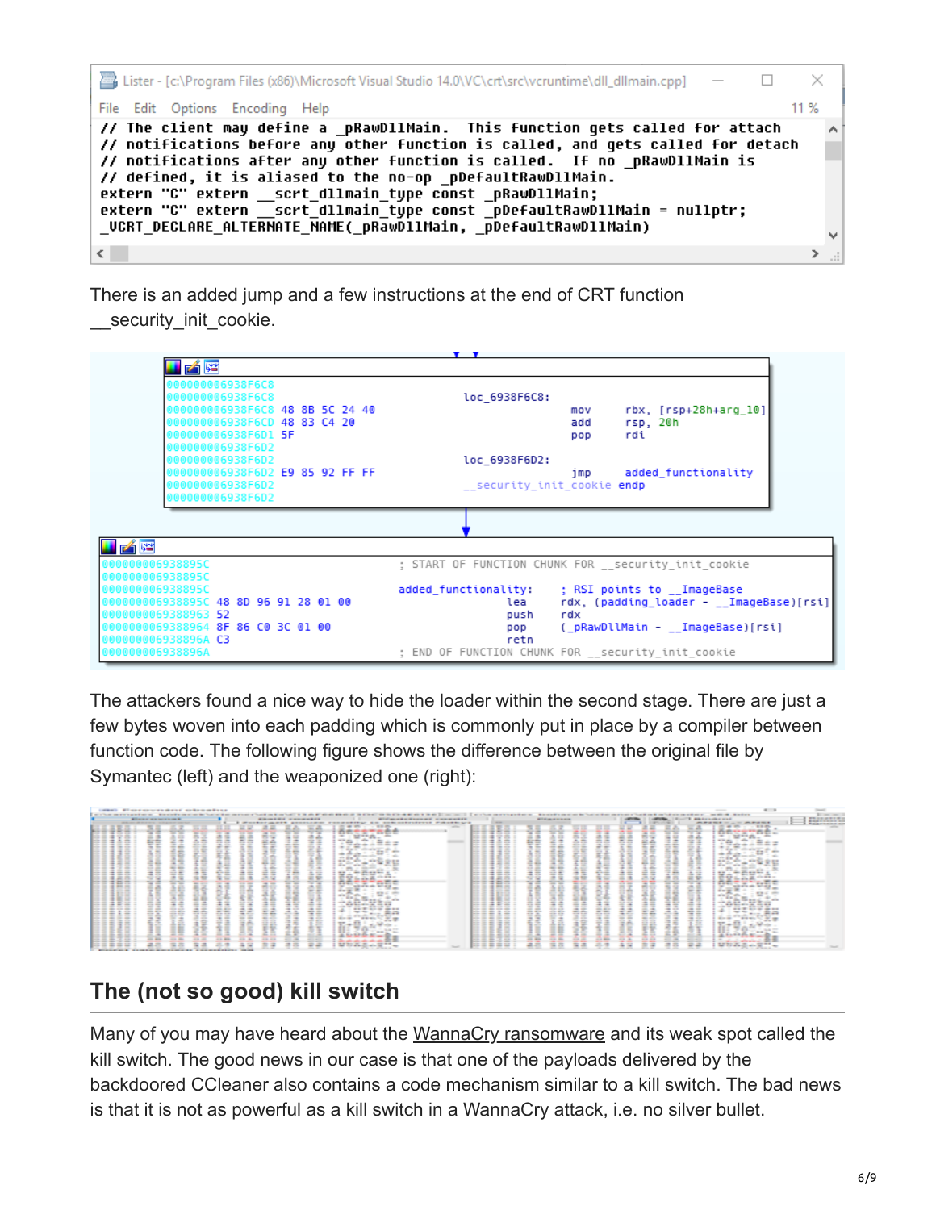```
// The client may define a _pRawDllMain.  This function gets called for attach
// notifications before any other function is called, and gets called for detach
// notifications after any other function is called.  If no _pRawDllMain is
// defined, it is aliased to the no-op _pDefaultRawDllMain.
extern "C" extern __scrt_dllmain_type const _pRawDllMain;
extern "C" extern __scrt_dllmain_type const _pDefaultRawDllMain = nullptr;
_VCRT_DECLARE_ALTERNATE_NAME(_pRawDllMain, _pDefaultRawDllMain)
```

There is an added jump and a few instructions at the end of CRT function __security_init_cookie.

```
000000006938F6C8
000000006938F6C8                        loc_6938F6C8:
000000006938F6C8 48 8B 5C 24 40                        mov     rbx, [rsp+28h+arg_10]
000000006938F6CD 48 83 C4 20                           add     rsp, 20h
000000006938F6D1 5F                                    pop     rdi
000000006938F6D2
000000006938F6D2                        loc_6938F6D2:
000000006938F6D2 E9 85 92 FF FF                        jmp     added_functionality
000000006938F6D2                        __security_init_cookie endp
000000006938F6D2

000000006938895C                        ; START OF FUNCTION CHUNK FOR __security_init_cookie
000000006938895C
000000006938895C                        added_functionality:   ; RSI points to __ImageBase
000000006938895C 48 8D 96 91 28 01 00          lea     rdx, (padding_loader - __ImageBase)[rsi]
0000000069388963 52                            push    rdx
0000000069388964 8F 86 C0 3C 01 00             pop     (_pRawDllMain - __ImageBase)[rsi]
000000006938896A C3                            retn
000000006938896A                        ; END OF FUNCTION CHUNK FOR __security_init_cookie
```

The attackers found a nice way to hide the loader within the second stage. There are just a few bytes woven into each padding which is commonly put in place by a compiler between function code. The following figure shows the difference between the original file by Symantec (left) and the weaponized one (right):

## The (not so good) kill switch

Many of you may have heard about the WannaCry ransomware and its weak spot called the kill switch. The good news in our case is that one of the payloads delivered by the backdoored CCleaner also contains a code mechanism similar to a kill switch. The bad news is that it is not as powerful as a kill switch in a WannaCry attack, i.e. no silver bullet.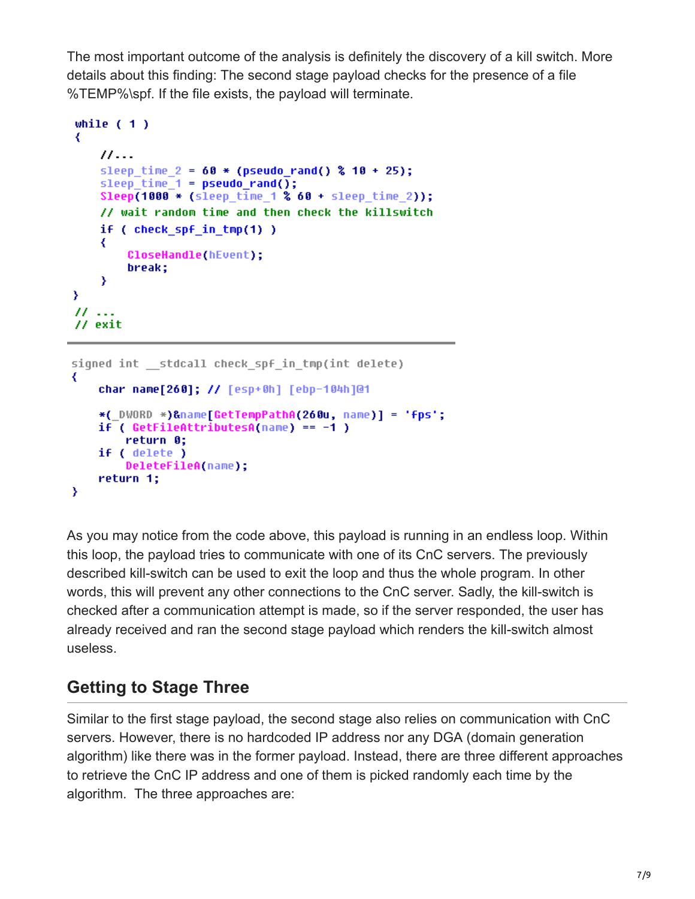The most important outcome of the analysis is definitely the discovery of a kill switch. More details about this finding: The second stage payload checks for the presence of a file %TEMP%\spf. If the file exists, the payload will terminate.

```
while ( 1 )
{
    //...
    sleep_time_2 = 60 * (pseudo_rand() % 10 + 25);
    sleep_time_1 = pseudo_rand();
    Sleep(1000 * (sleep_time_1 % 60 + sleep_time_2));
    // wait random time and then check the killswitch
    if ( check_spf_in_tmp(1) )
    {
        CloseHandle(hEvent);
        break;
    }
}
// ...
// exit
```

```
signed int __stdcall check_spf_in_tmp(int delete)
{
    char name[260]; // [esp+0h] [ebp-104h]@1

    *(_DWORD *)&name[GetTempPathA(260u, name)] = 'fps';
    if ( GetFileAttributesA(name) == -1 )
        return 0;
    if ( delete )
        DeleteFileA(name);
    return 1;
}
```

As you may notice from the code above, this payload is running in an endless loop. Within this loop, the payload tries to communicate with one of its CnC servers. The previously described kill-switch can be used to exit the loop and thus the whole program. In other words, this will prevent any other connections to the CnC server. Sadly, the kill-switch is checked after a communication attempt is made, so if the server responded, the user has already received and ran the second stage payload which renders the kill-switch almost useless.

## Getting to Stage Three

Similar to the first stage payload, the second stage also relies on communication with CnC servers. However, there is no hardcoded IP address nor any DGA (domain generation algorithm) like there was in the former payload. Instead, there are three different approaches to retrieve the CnC IP address and one of them is picked randomly each time by the algorithm. The three approaches are: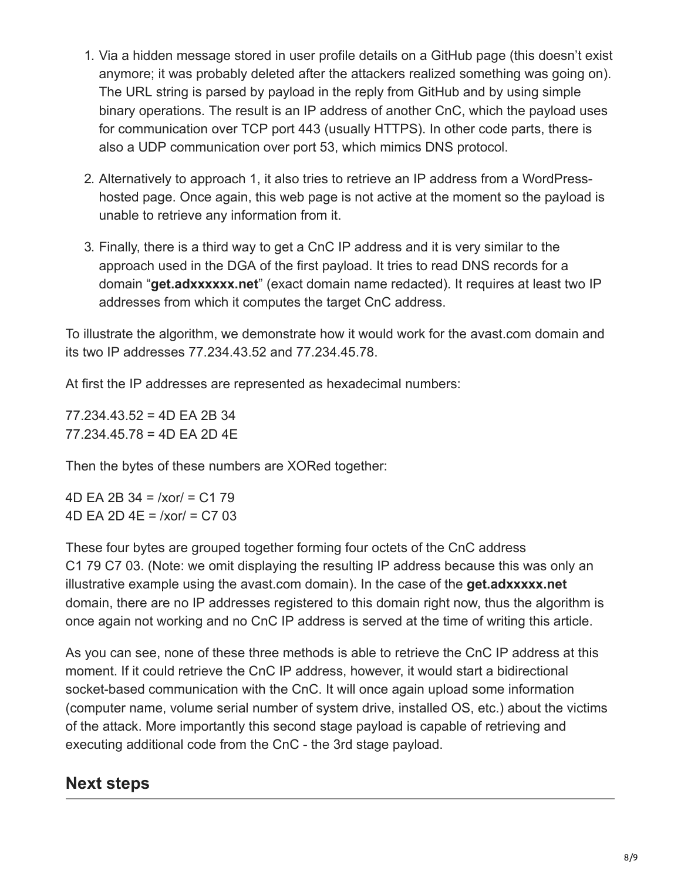1. Via a hidden message stored in user profile details on a GitHub page (this doesn't exist anymore; it was probably deleted after the attackers realized something was going on). The URL string is parsed by payload in the reply from GitHub and by using simple binary operations. The result is an IP address of another CnC, which the payload uses for communication over TCP port 443 (usually HTTPS). In other code parts, there is also a UDP communication over port 53, which mimics DNS protocol.

2. Alternatively to approach 1, it also tries to retrieve an IP address from a WordPress-hosted page. Once again, this web page is not active at the moment so the payload is unable to retrieve any information from it.

3. Finally, there is a third way to get a CnC IP address and it is very similar to the approach used in the DGA of the first payload. It tries to read DNS records for a domain "**get.adxxxxxx.net**" (exact domain name redacted). It requires at least two IP addresses from which it computes the target CnC address.

To illustrate the algorithm, we demonstrate how it would work for the avast.com domain and its two IP addresses 77.234.43.52 and 77.234.45.78.

At first the IP addresses are represented as hexadecimal numbers:

77.234.43.52 = 4D EA 2B 34
77.234.45.78 = 4D EA 2D 4E

Then the bytes of these numbers are XORed together:

4D EA 2B 34 = /xor/ = C1 79
4D EA 2D 4E = /xor/ = C7 03

These four bytes are grouped together forming four octets of the CnC address C1 79 C7 03. (Note: we omit displaying the resulting IP address because this was only an illustrative example using the avast.com domain). In the case of the **get.adxxxxx.net** domain, there are no IP addresses registered to this domain right now, thus the algorithm is once again not working and no CnC IP address is served at the time of writing this article.

As you can see, none of these three methods is able to retrieve the CnC IP address at this moment. If it could retrieve the CnC IP address, however, it would start a bidirectional socket-based communication with the CnC. It will once again upload some information (computer name, volume serial number of system drive, installed OS, etc.) about the victims of the attack. More importantly this second stage payload is capable of retrieving and executing additional code from the CnC - the 3rd stage payload.

## Next steps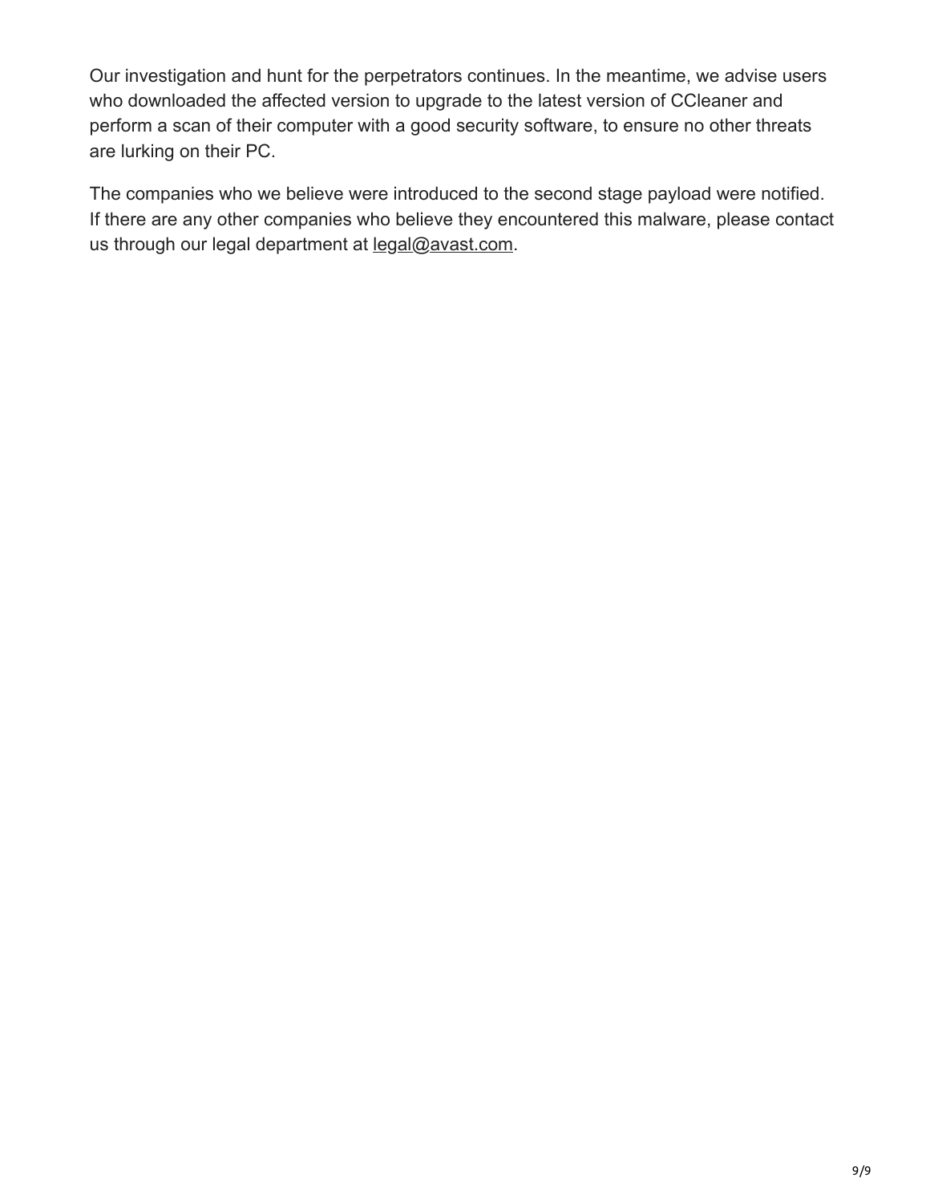Our investigation and hunt for the perpetrators continues. In the meantime, we advise users who downloaded the affected version to upgrade to the latest version of CCleaner and perform a scan of their computer with a good security software, to ensure no other threats are lurking on their PC.

The companies who we believe were introduced to the second stage payload were notified. If there are any other companies who believe they encountered this malware, please contact us through our legal department at legal@avast.com.